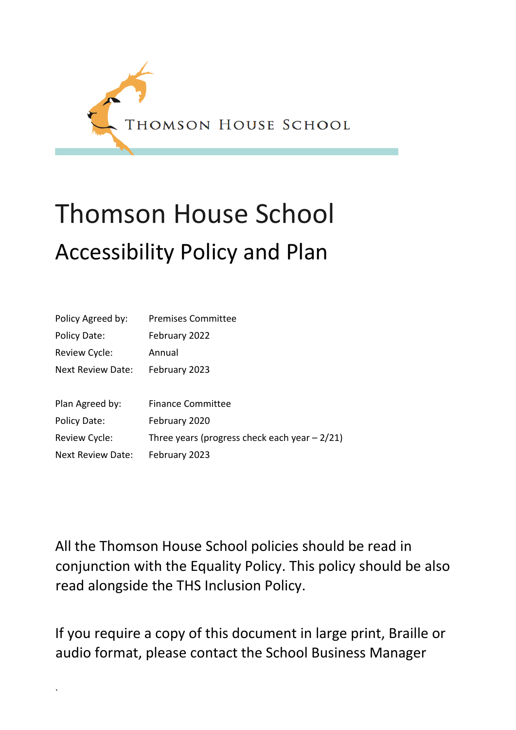THOMSON HOUSE SCHOOL

# Thomson House School

## Accessibility Policy and Plan

| | |
|---|---|
| Policy Agreed by: | Premises Committee |
| Policy Date: | February 2022 |
| Review Cycle: | Annual |
| Next Review Date: | February 2023 |

| | |
|---|---|
| Plan Agreed by: | Finance Committee |
| Policy Date: | February 2020 |
| Review Cycle: | Three years (progress check each year – 2/21) |
| Next Review Date: | February 2023 |

All the Thomson House School policies should be read in conjunction with the Equality Policy. This policy should be also read alongside the THS Inclusion Policy.

If you require a copy of this document in large print, Braille or audio format, please contact the School Business Manager

`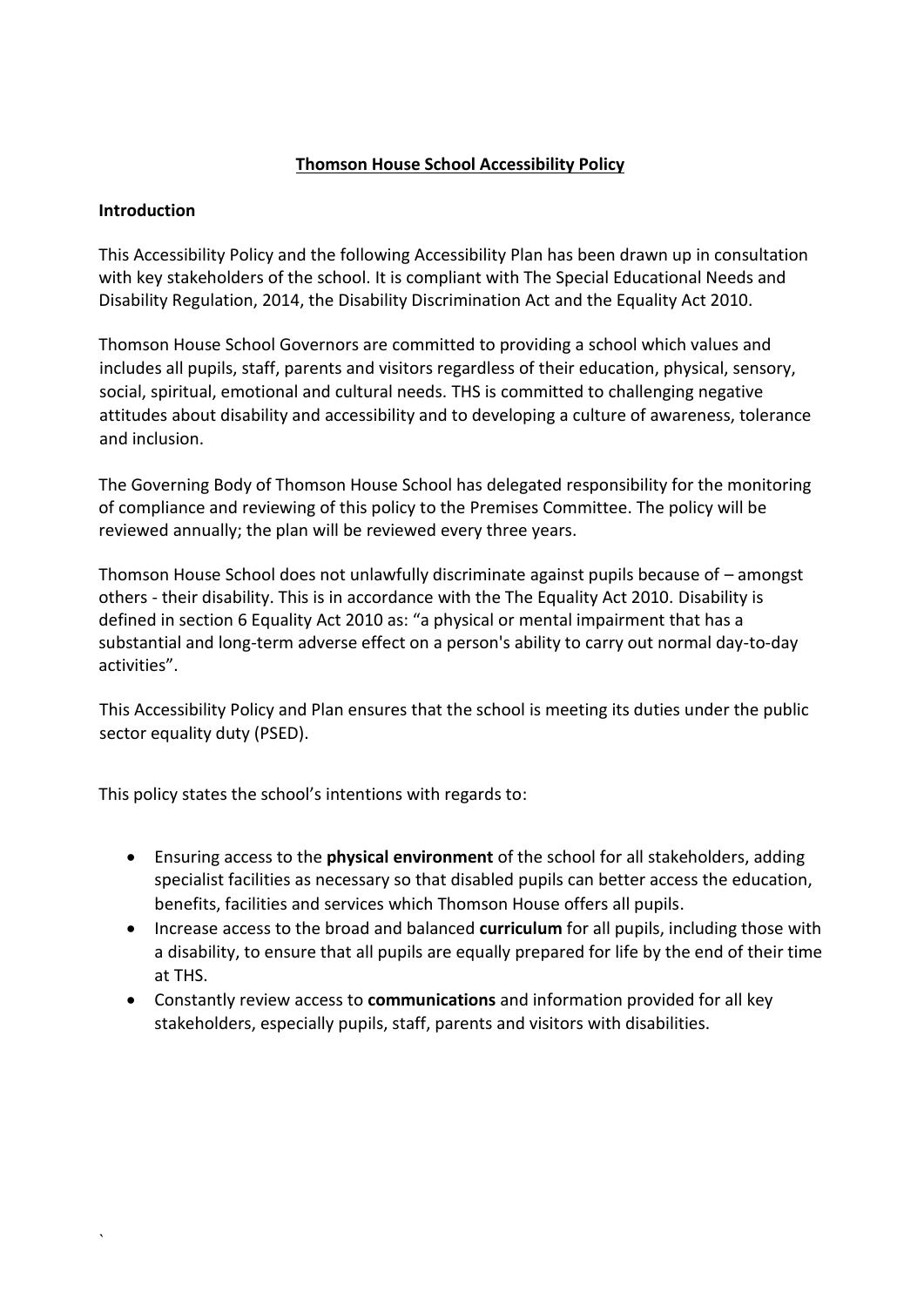**Thomson House School Accessibility Policy**

**Introduction**

This Accessibility Policy and the following Accessibility Plan has been drawn up in consultation with key stakeholders of the school. It is compliant with The Special Educational Needs and Disability Regulation, 2014, the Disability Discrimination Act and the Equality Act 2010.

Thomson House School Governors are committed to providing a school which values and includes all pupils, staff, parents and visitors regardless of their education, physical, sensory, social, spiritual, emotional and cultural needs. THS is committed to challenging negative attitudes about disability and accessibility and to developing a culture of awareness, tolerance and inclusion.

The Governing Body of Thomson House School has delegated responsibility for the monitoring of compliance and reviewing of this policy to the Premises Committee. The policy will be reviewed annually; the plan will be reviewed every three years.

Thomson House School does not unlawfully discriminate against pupils because of – amongst others - their disability. This is in accordance with the The Equality Act 2010. Disability is defined in section 6 Equality Act 2010 as: "a physical or mental impairment that has a substantial and long-term adverse effect on a person's ability to carry out normal day-to-day activities".

This Accessibility Policy and Plan ensures that the school is meeting its duties under the public sector equality duty (PSED).

This policy states the school's intentions with regards to:

- Ensuring access to the **physical environment** of the school for all stakeholders, adding specialist facilities as necessary so that disabled pupils can better access the education, benefits, facilities and services which Thomson House offers all pupils.
- Increase access to the broad and balanced **curriculum** for all pupils, including those with a disability, to ensure that all pupils are equally prepared for life by the end of their time at THS.
- Constantly review access to **communications** and information provided for all key stakeholders, especially pupils, staff, parents and visitors with disabilities.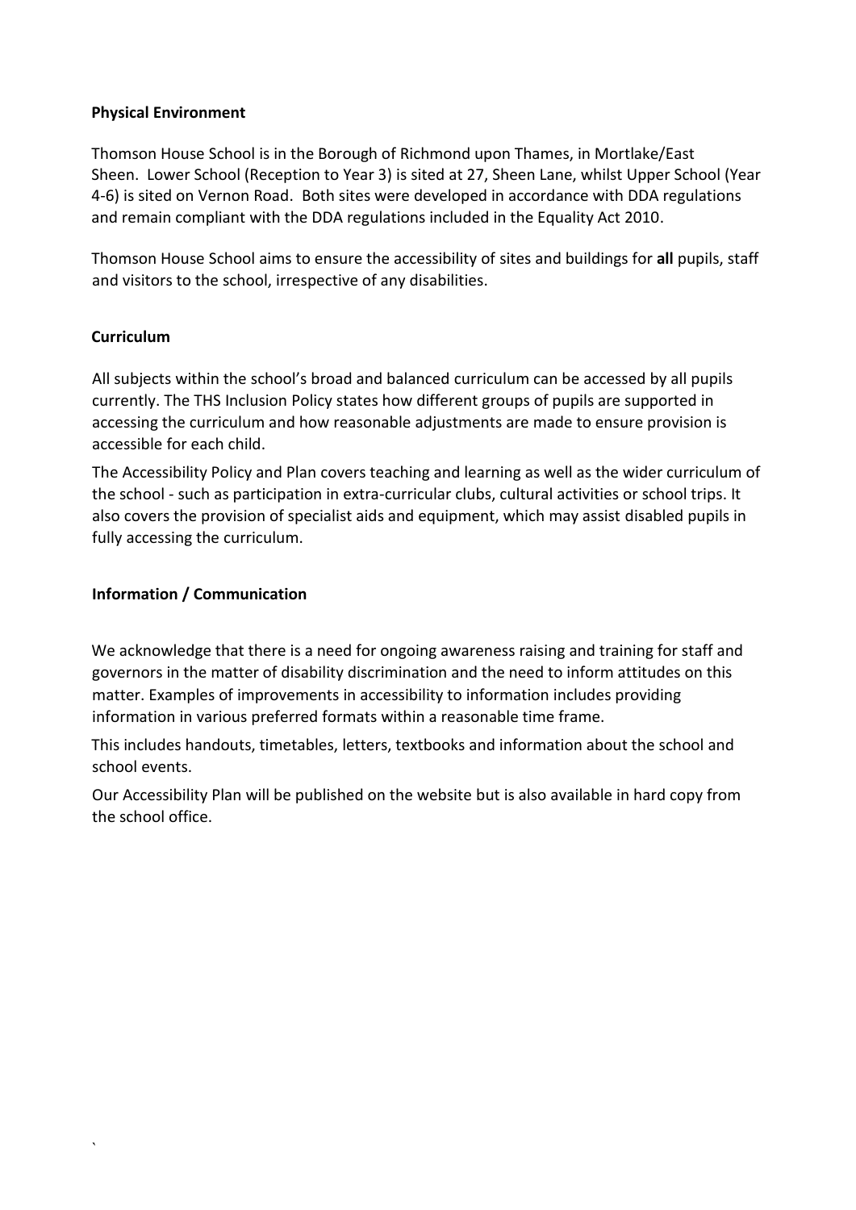**Physical Environment**

Thomson House School is in the Borough of Richmond upon Thames, in Mortlake/East Sheen. Lower School (Reception to Year 3) is sited at 27, Sheen Lane, whilst Upper School (Year 4-6) is sited on Vernon Road. Both sites were developed in accordance with DDA regulations and remain compliant with the DDA regulations included in the Equality Act 2010.

Thomson House School aims to ensure the accessibility of sites and buildings for **all** pupils, staff and visitors to the school, irrespective of any disabilities.

**Curriculum**

All subjects within the school's broad and balanced curriculum can be accessed by all pupils currently. The THS Inclusion Policy states how different groups of pupils are supported in accessing the curriculum and how reasonable adjustments are made to ensure provision is accessible for each child.

The Accessibility Policy and Plan covers teaching and learning as well as the wider curriculum of the school - such as participation in extra-curricular clubs, cultural activities or school trips. It also covers the provision of specialist aids and equipment, which may assist disabled pupils in fully accessing the curriculum.

**Information / Communication**

We acknowledge that there is a need for ongoing awareness raising and training for staff and governors in the matter of disability discrimination and the need to inform attitudes on this matter. Examples of improvements in accessibility to information includes providing information in various preferred formats within a reasonable time frame.

This includes handouts, timetables, letters, textbooks and information about the school and school events.

Our Accessibility Plan will be published on the website but is also available in hard copy from the school office.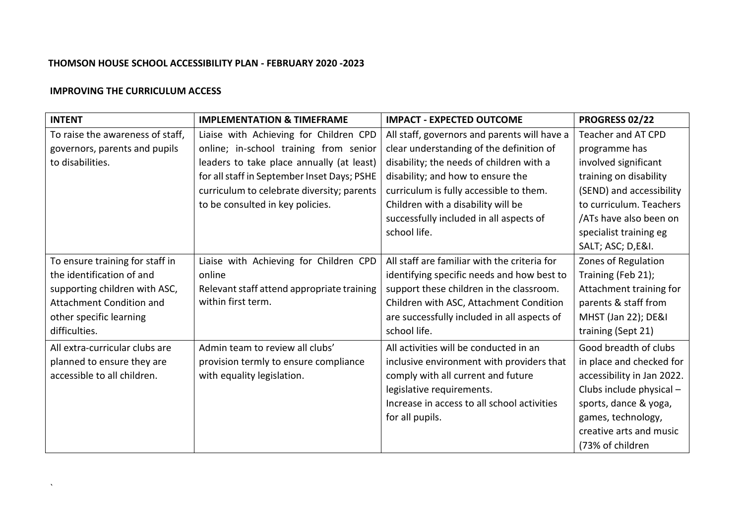**THOMSON HOUSE SCHOOL ACCESSIBILITY PLAN - FEBRUARY 2020 -2023**

**IMPROVING THE CURRICULUM ACCESS**

| INTENT | IMPLEMENTATION & TIMEFRAME | IMPACT - EXPECTED OUTCOME | PROGRESS 02/22 |
|---|---|---|---|
| To raise the awareness of staff, governors, parents and pupils to disabilities. | Liaise with Achieving for Children CPD online; in-school training from senior leaders to take place annually (at least) for all staff in September Inset Days; PSHE curriculum to celebrate diversity; parents to be consulted in key policies. | All staff, governors and parents will have a clear understanding of the definition of disability; the needs of children with a disability; and how to ensure the curriculum is fully accessible to them. Children with a disability will be successfully included in all aspects of school life. | Teacher and AT CPD programme has involved significant training on disability (SEND) and accessibility to curriculum. Teachers /ATs have also been on specialist training eg SALT; ASC; D,E&I. |
| To ensure training for staff in the identification of and supporting children with ASC, Attachment Condition and other specific learning difficulties. | Liaise with Achieving for Children CPD online<br>Relevant staff attend appropriate training within first term. | All staff are familiar with the criteria for identifying specific needs and how best to support these children in the classroom. Children with ASC, Attachment Condition are successfully included in all aspects of school life. | Zones of Regulation Training (Feb 21); Attachment training for parents & staff from MHST (Jan 22); DE&I training (Sept 21) |
| All extra-curricular clubs are planned to ensure they are accessible to all children. | Admin team to review all clubs' provision termly to ensure compliance with equality legislation. | All activities will be conducted in an inclusive environment with providers that comply with all current and future legislative requirements.<br>Increase in access to all school activities for all pupils. | Good breadth of clubs in place and checked for accessibility in Jan 2022. Clubs include physical – sports, dance & yoga, games, technology, creative arts and music (73% of children |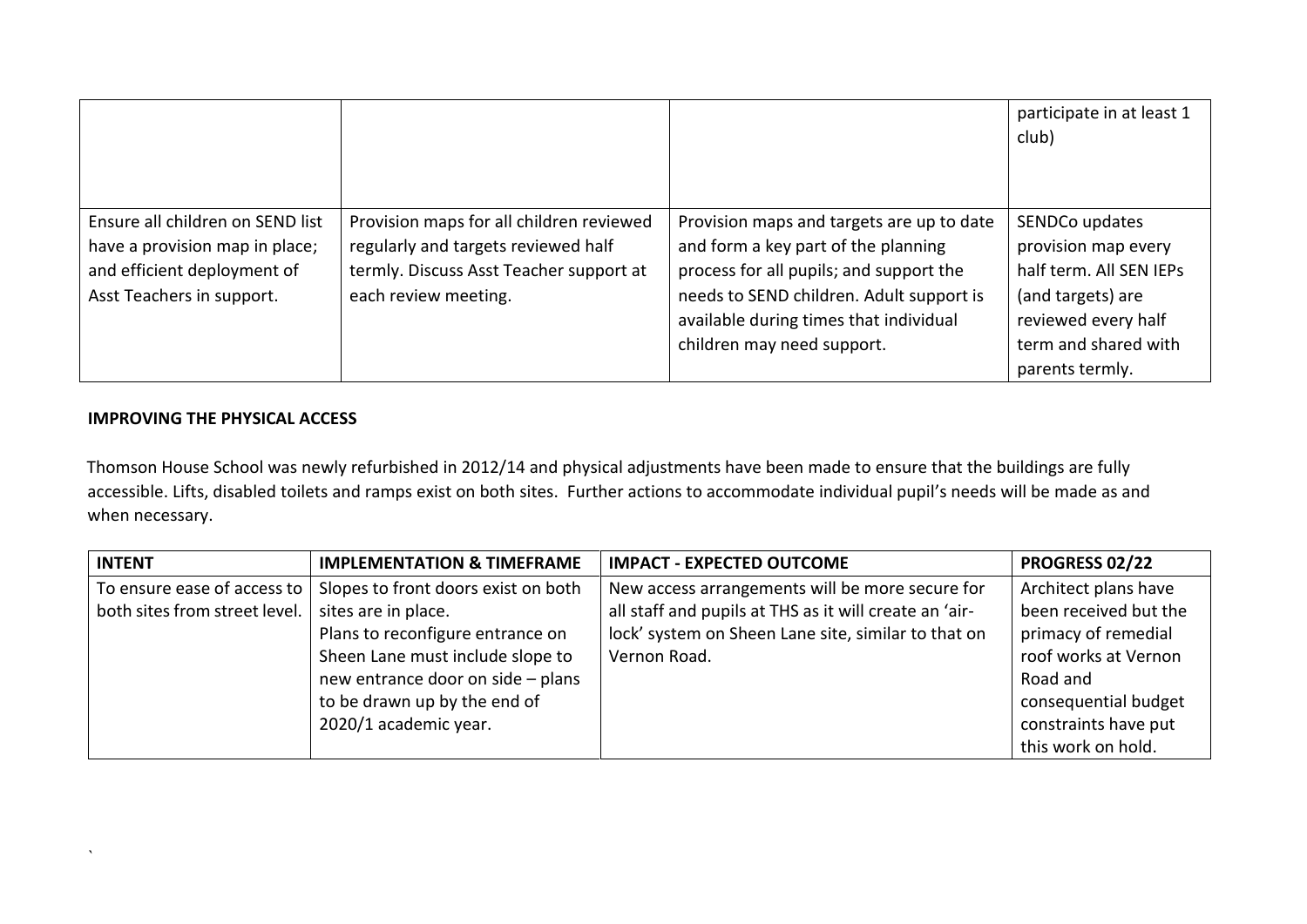| | | | |
|---|---|---|---|
| | | | participate in at least 1 club) |
| Ensure all children on SEND list have a provision map in place; and efficient deployment of Asst Teachers in support. | Provision maps for all children reviewed regularly and targets reviewed half termly. Discuss Asst Teacher support at each review meeting. | Provision maps and targets are up to date and form a key part of the planning process for all pupils; and support the needs to SEND children. Adult support is available during times that individual children may need support. | SENDCo updates provision map every half term. All SEN IEPs (and targets) are reviewed every half term and shared with parents termly. |

**IMPROVING THE PHYSICAL ACCESS**

Thomson House School was newly refurbished in 2012/14 and physical adjustments have been made to ensure that the buildings are fully accessible. Lifts, disabled toilets and ramps exist on both sites. Further actions to accommodate individual pupil's needs will be made as and when necessary.

| INTENT | IMPLEMENTATION & TIMEFRAME | IMPACT - EXPECTED OUTCOME | PROGRESS 02/22 |
|---|---|---|---|
| To ensure ease of access to both sites from street level. | Slopes to front doors exist on both sites are in place.<br>Plans to reconfigure entrance on Sheen Lane must include slope to new entrance door on side – plans to be drawn up by the end of 2020/1 academic year. | New access arrangements will be more secure for all staff and pupils at THS as it will create an 'air-lock' system on Sheen Lane site, similar to that on Vernon Road. | Architect plans have been received but the primacy of remedial roof works at Vernon Road and consequential budget constraints have put this work on hold. |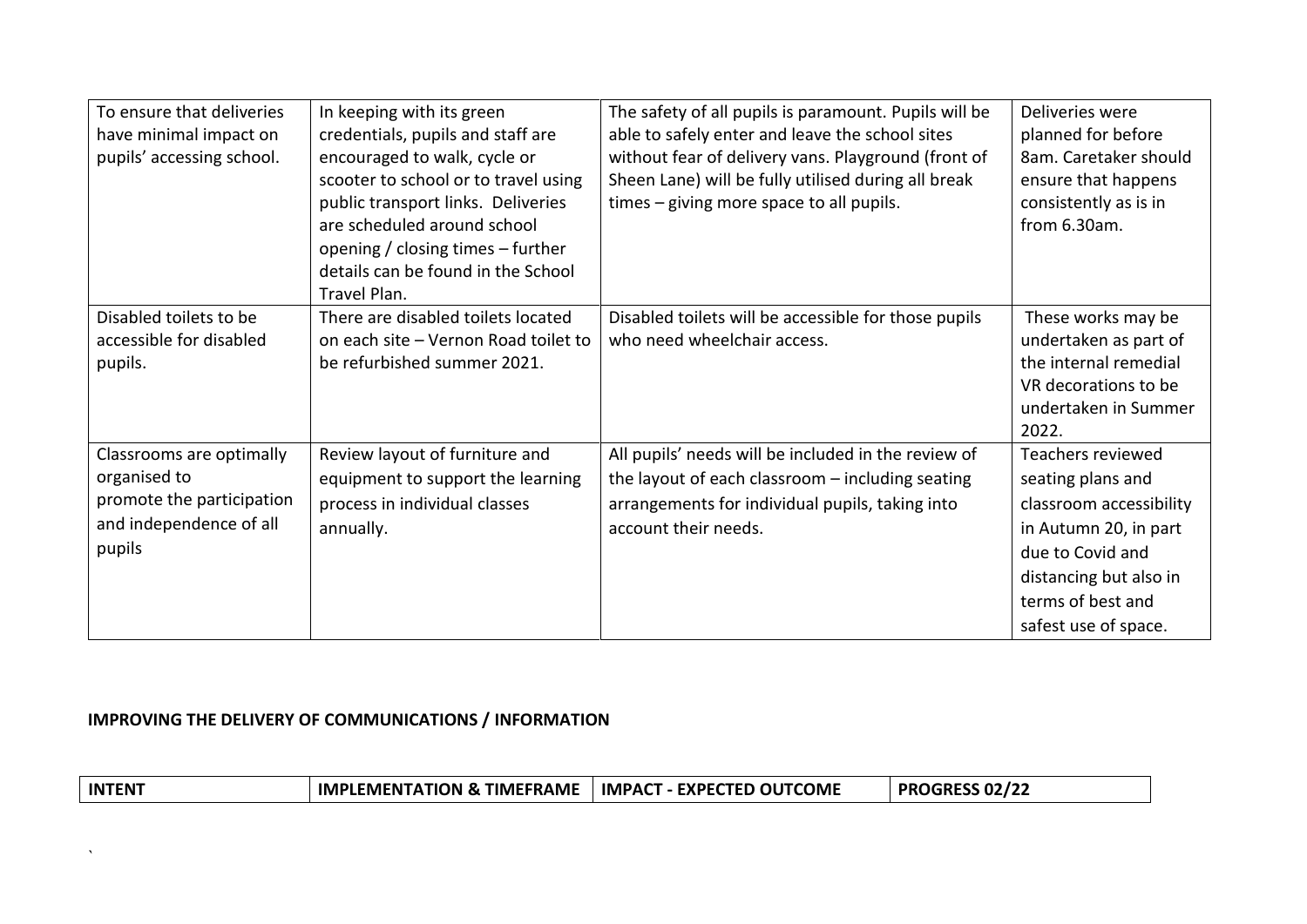| | | | |
|---|---|---|---|
| To ensure that deliveries have minimal impact on pupils' accessing school. | In keeping with its green credentials, pupils and staff are encouraged to walk, cycle or scooter to school or to travel using public transport links. Deliveries are scheduled around school opening / closing times – further details can be found in the School Travel Plan. | The safety of all pupils is paramount. Pupils will be able to safely enter and leave the school sites without fear of delivery vans. Playground (front of Sheen Lane) will be fully utilised during all break times – giving more space to all pupils. | Deliveries were planned for before 8am. Caretaker should ensure that happens consistently as is in from 6.30am. |
| Disabled toilets to be accessible for disabled pupils. | There are disabled toilets located on each site – Vernon Road toilet to be refurbished summer 2021. | Disabled toilets will be accessible for those pupils who need wheelchair access. | These works may be undertaken as part of the internal remedial VR decorations to be undertaken in Summer 2022. |
| Classrooms are optimally organised to promote the participation and independence of all pupils | Review layout of furniture and equipment to support the learning process in individual classes annually. | All pupils' needs will be included in the review of the layout of each classroom – including seating arrangements for individual pupils, taking into account their needs. | Teachers reviewed seating plans and classroom accessibility in Autumn 20, in part due to Covid and distancing but also in terms of best and safest use of space. |

**IMPROVING THE DELIVERY OF COMMUNICATIONS / INFORMATION**

| INTENT | IMPLEMENTATION & TIMEFRAME | IMPACT - EXPECTED OUTCOME | PROGRESS 02/22 |
|---|---|---|---|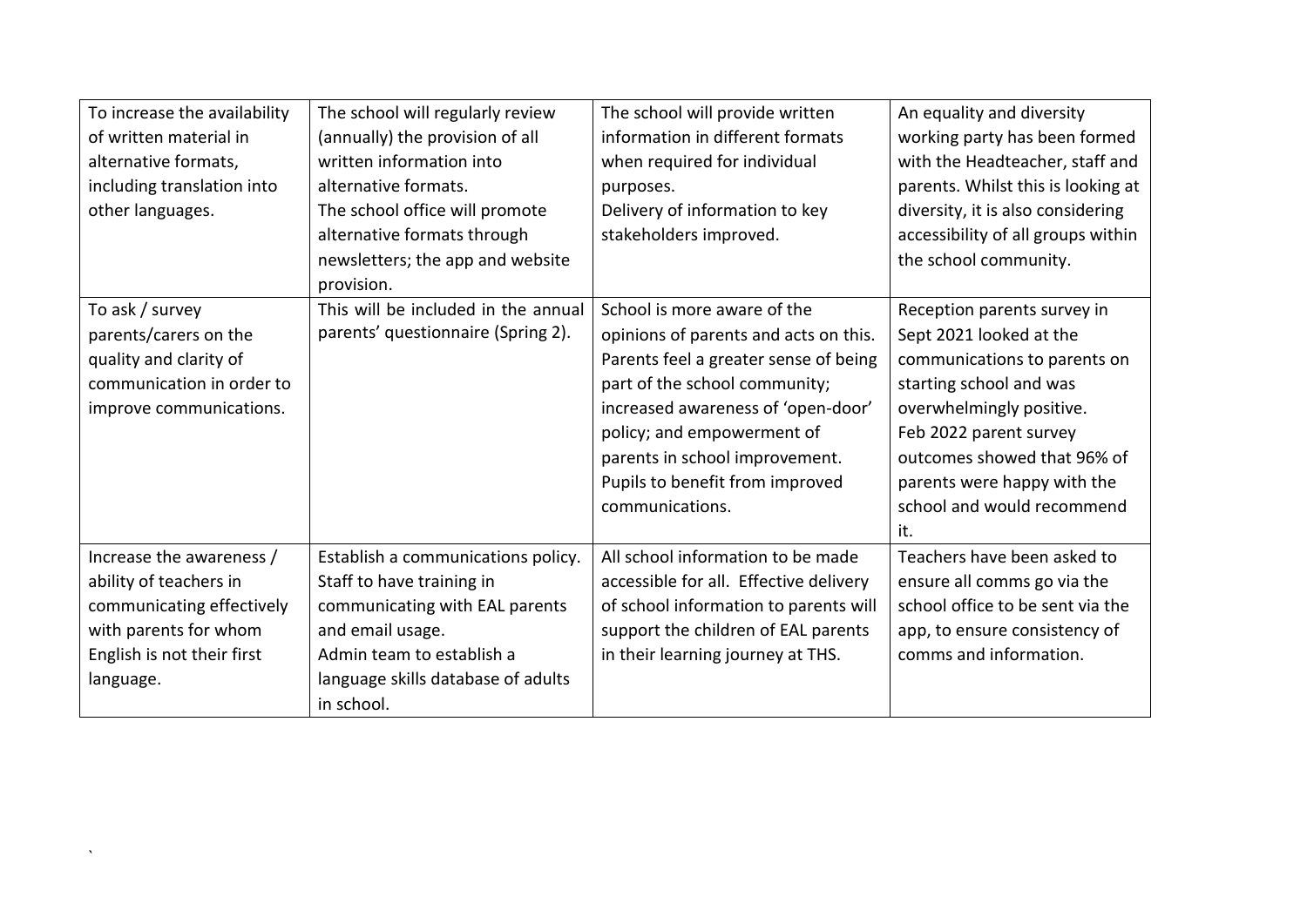| | | | |
|---|---|---|---|
| To increase the availability of written material in alternative formats, including translation into other languages. | The school will regularly review (annually) the provision of all written information into alternative formats.<br>The school office will promote alternative formats through newsletters; the app and website provision. | The school will provide written information in different formats when required for individual purposes.<br>Delivery of information to key stakeholders improved. | An equality and diversity working party has been formed with the Headteacher, staff and parents. Whilst this is looking at diversity, it is also considering accessibility of all groups within the school community. |
| To ask / survey parents/carers on the quality and clarity of communication in order to improve communications. | This will be included in the annual parents' questionnaire (Spring 2). | School is more aware of the opinions of parents and acts on this. Parents feel a greater sense of being part of the school community; increased awareness of 'open-door' policy; and empowerment of parents in school improvement. Pupils to benefit from improved communications. | Reception parents survey in Sept 2021 looked at the communications to parents on starting school and was overwhelmingly positive.<br>Feb 2022 parent survey outcomes showed that 96% of parents were happy with the school and would recommend it. |
| Increase the awareness / ability of teachers in communicating effectively with parents for whom English is not their first language. | Establish a communications policy.<br>Staff to have training in communicating with EAL parents and email usage.<br>Admin team to establish a language skills database of adults in school. | All school information to be made accessible for all. Effective delivery of school information to parents will support the children of EAL parents in their learning journey at THS. | Teachers have been asked to ensure all comms go via the school office to be sent via the app, to ensure consistency of comms and information. |